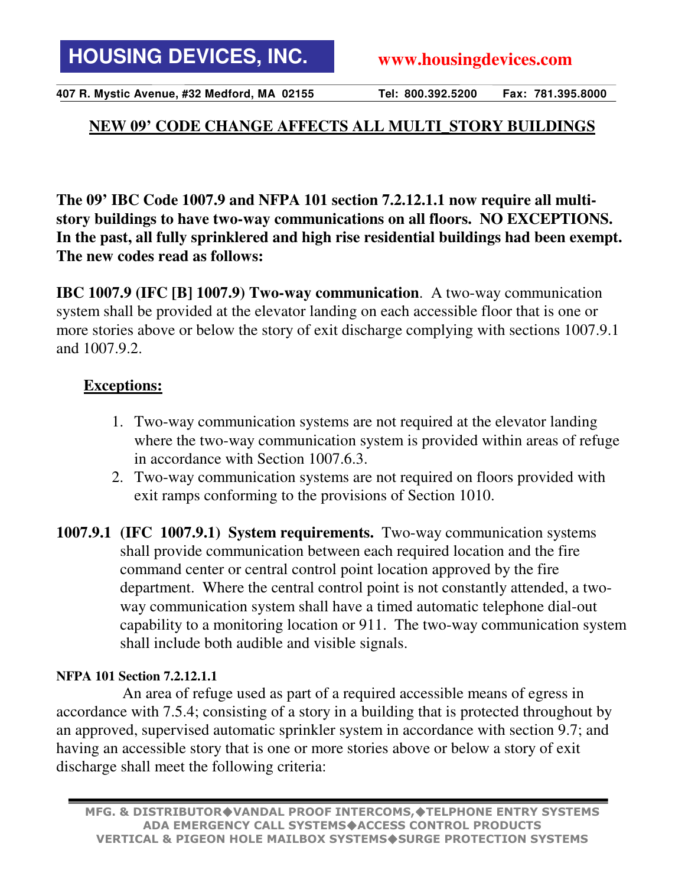**HOUSING DEVICES, INC.** www.housingdevices.com

407 R. Mystic Avenue, #32 Medford, MA 02155 Tel: 800.392.5200 Fax: 781.395.8000

## NEW 09' CODE CHANGE AFFECTS ALL MULTI_STORY BUILDINGS

**The 09' IBC Code 1007.9 and NFPA 101 section 7.2.12.1.1 now require all multi-story buildings to have two-way communications on all floors. NO EXCEPTIONS. In the past, all fully sprinklered and high rise residential buildings had been exempt. The new codes read as follows:**

**IBC 1007.9 (IFC [B] 1007.9) Two-way communication**. A two-way communication system shall be provided at the elevator landing on each accessible floor that is one or more stories above or below the story of exit discharge complying with sections 1007.9.1 and 1007.9.2.

**Exceptions:**

1. Two-way communication systems are not required at the elevator landing where the two-way communication system is provided within areas of refuge in accordance with Section 1007.6.3.
2. Two-way communication systems are not required on floors provided with exit ramps conforming to the provisions of Section 1010.

**1007.9.1 (IFC 1007.9.1) System requirements.** Two-way communication systems shall provide communication between each required location and the fire command center or central control point location approved by the fire department. Where the central control point is not constantly attended, a two-way communication system shall have a timed automatic telephone dial-out capability to a monitoring location or 911. The two-way communication system shall include both audible and visible signals.

**NFPA 101 Section 7.2.12.1.1**

An area of refuge used as part of a required accessible means of egress in accordance with 7.5.4; consisting of a story in a building that is protected throughout by an approved, supervised automatic sprinkler system in accordance with section 9.7; and having an accessible story that is one or more stories above or below a story of exit discharge shall meet the following criteria:

MFG. & DISTRIBUTOR◆VANDAL PROOF INTERCOMS,◆TELPHONE ENTRY SYSTEMS
ADA EMERGENCY CALL SYSTEMS◆ACCESS CONTROL PRODUCTS
VERTICAL & PIGEON HOLE MAILBOX SYSTEMS◆SURGE PROTECTION SYSTEMS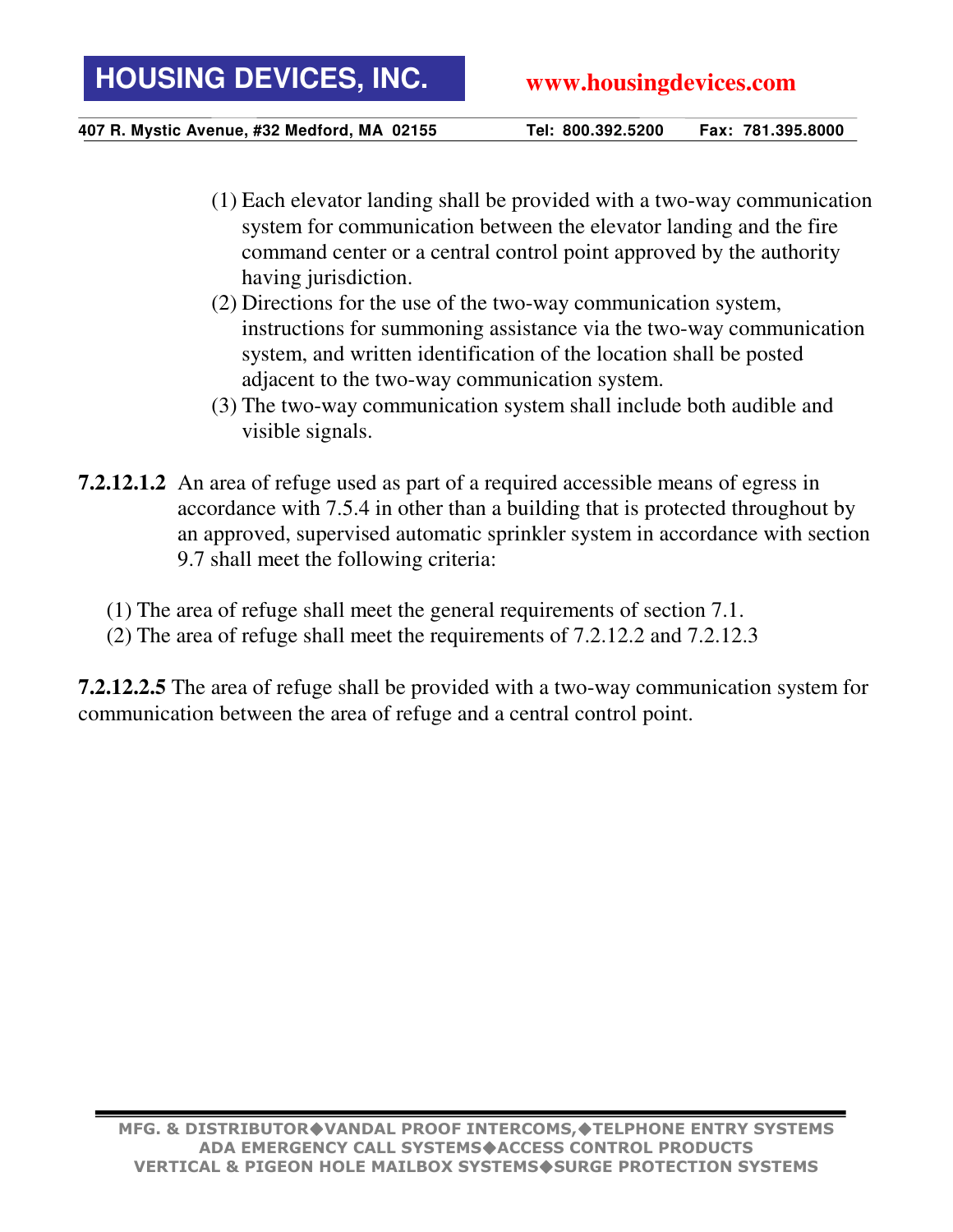(1) Each elevator landing shall be provided with a two-way communication system for communication between the elevator landing and the fire command center or a central control point approved by the authority having jurisdiction.
(2) Directions for the use of the two-way communication system, instructions for summoning assistance via the two-way communication system, and written identification of the location shall be posted adjacent to the two-way communication system.
(3) The two-way communication system shall include both audible and visible signals.

**7.2.12.1.2** An area of refuge used as part of a required accessible means of egress in accordance with 7.5.4 in other than a building that is protected throughout by an approved, supervised automatic sprinkler system in accordance with section 9.7 shall meet the following criteria:

(1) The area of refuge shall meet the general requirements of section 7.1.
(2) The area of refuge shall meet the requirements of 7.2.12.2 and 7.2.12.3

**7.2.12.2.5** The area of refuge shall be provided with a two-way communication system for communication between the area of refuge and a central control point.